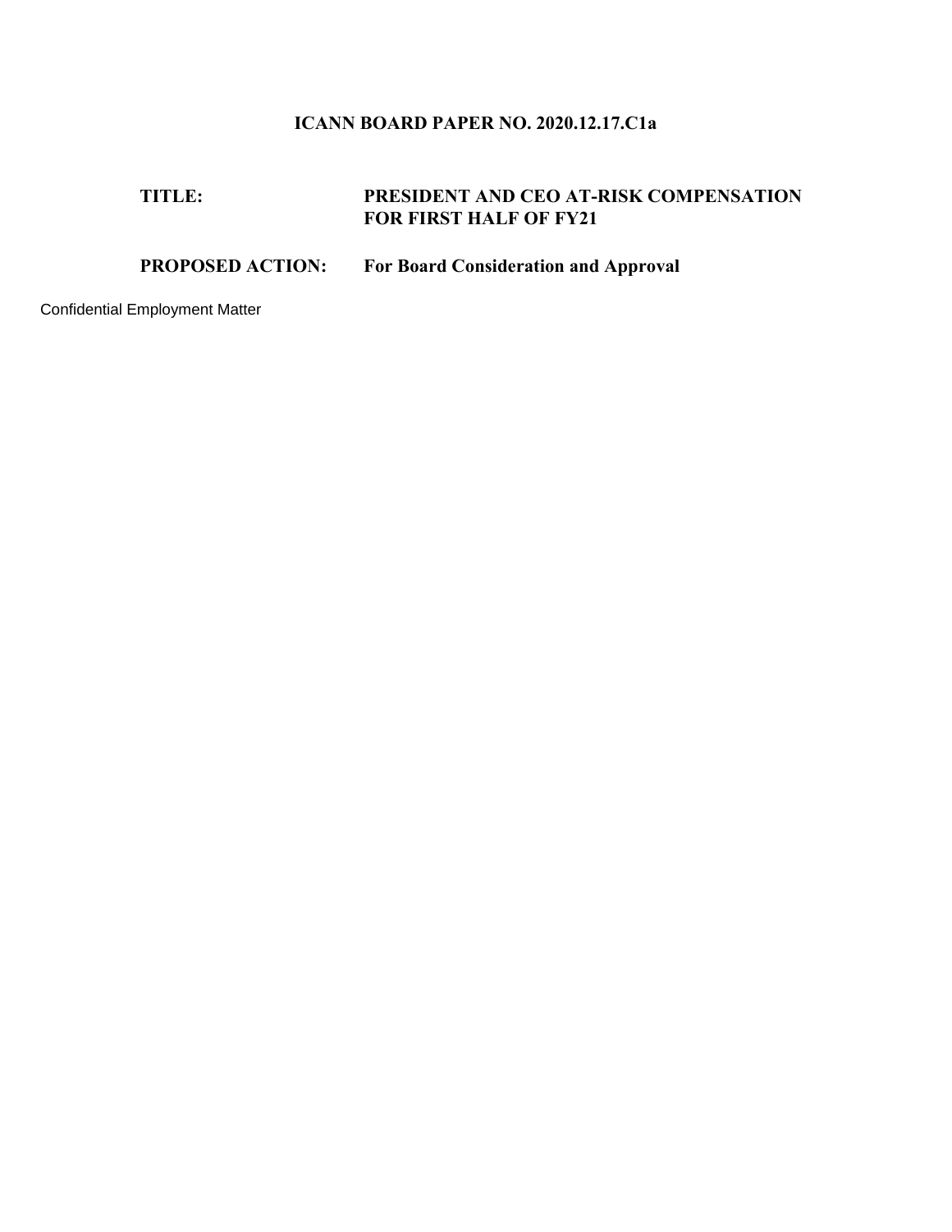## ICANN BOARD PAPER NO. 2020.12.17.C1a

**TITLE:** **PRESIDENT AND CEO AT-RISK COMPENSATION FOR FIRST HALF OF FY21**

**PROPOSED ACTION:** **For Board Consideration and Approval**

Confidential Employment Matter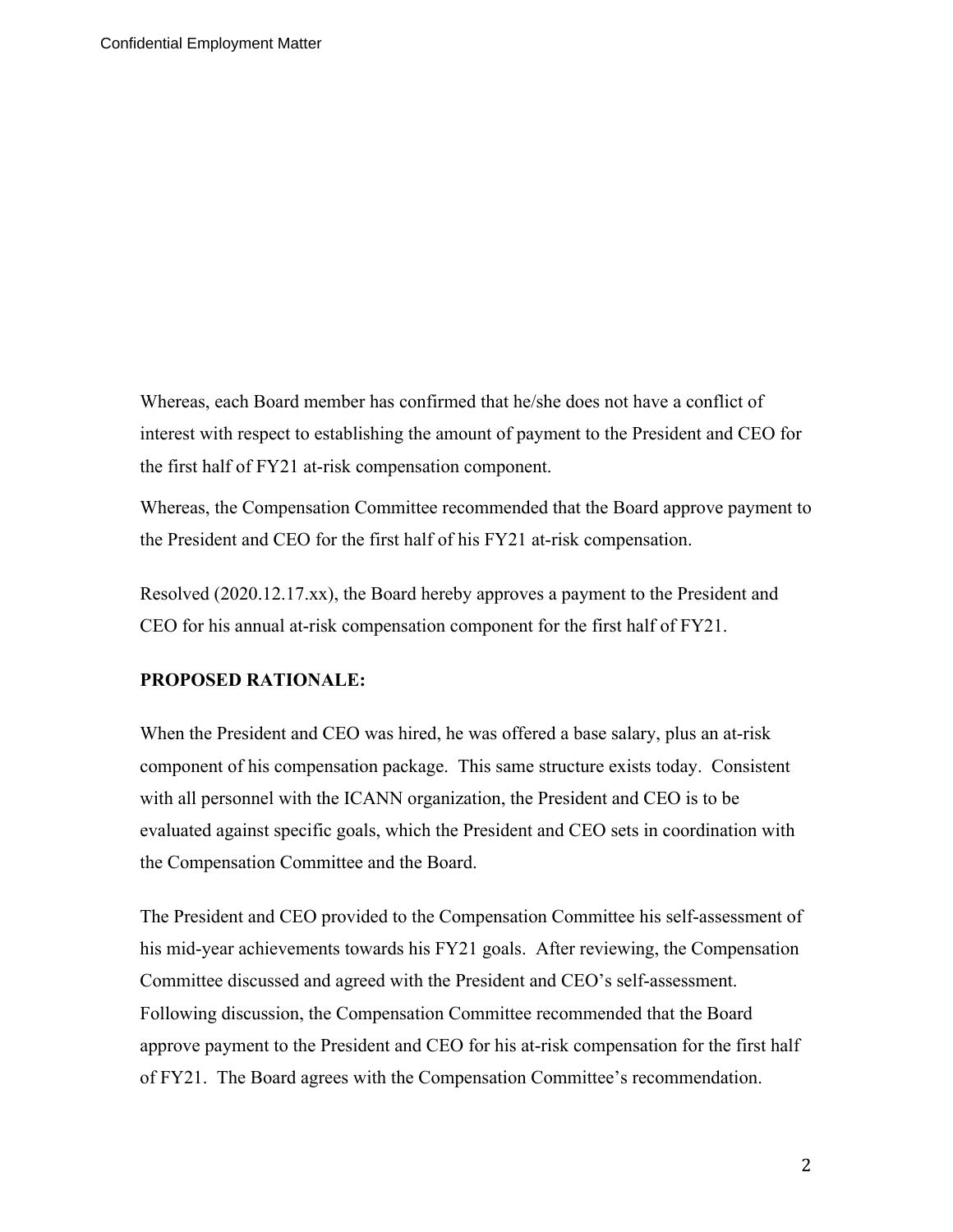Whereas, each Board member has confirmed that he/she does not have a conflict of interest with respect to establishing the amount of payment to the President and CEO for the first half of FY21 at-risk compensation component.

Whereas, the Compensation Committee recommended that the Board approve payment to the President and CEO for the first half of his FY21 at-risk compensation.

Resolved (2020.12.17.xx), the Board hereby approves a payment to the President and CEO for his annual at-risk compensation component for the first half of FY21.

**PROPOSED RATIONALE:**

When the President and CEO was hired, he was offered a base salary, plus an at-risk component of his compensation package. This same structure exists today. Consistent with all personnel with the ICANN organization, the President and CEO is to be evaluated against specific goals, which the President and CEO sets in coordination with the Compensation Committee and the Board.

The President and CEO provided to the Compensation Committee his self-assessment of his mid-year achievements towards his FY21 goals. After reviewing, the Compensation Committee discussed and agreed with the President and CEO's self-assessment. Following discussion, the Compensation Committee recommended that the Board approve payment to the President and CEO for his at-risk compensation for the first half of FY21. The Board agrees with the Compensation Committee's recommendation.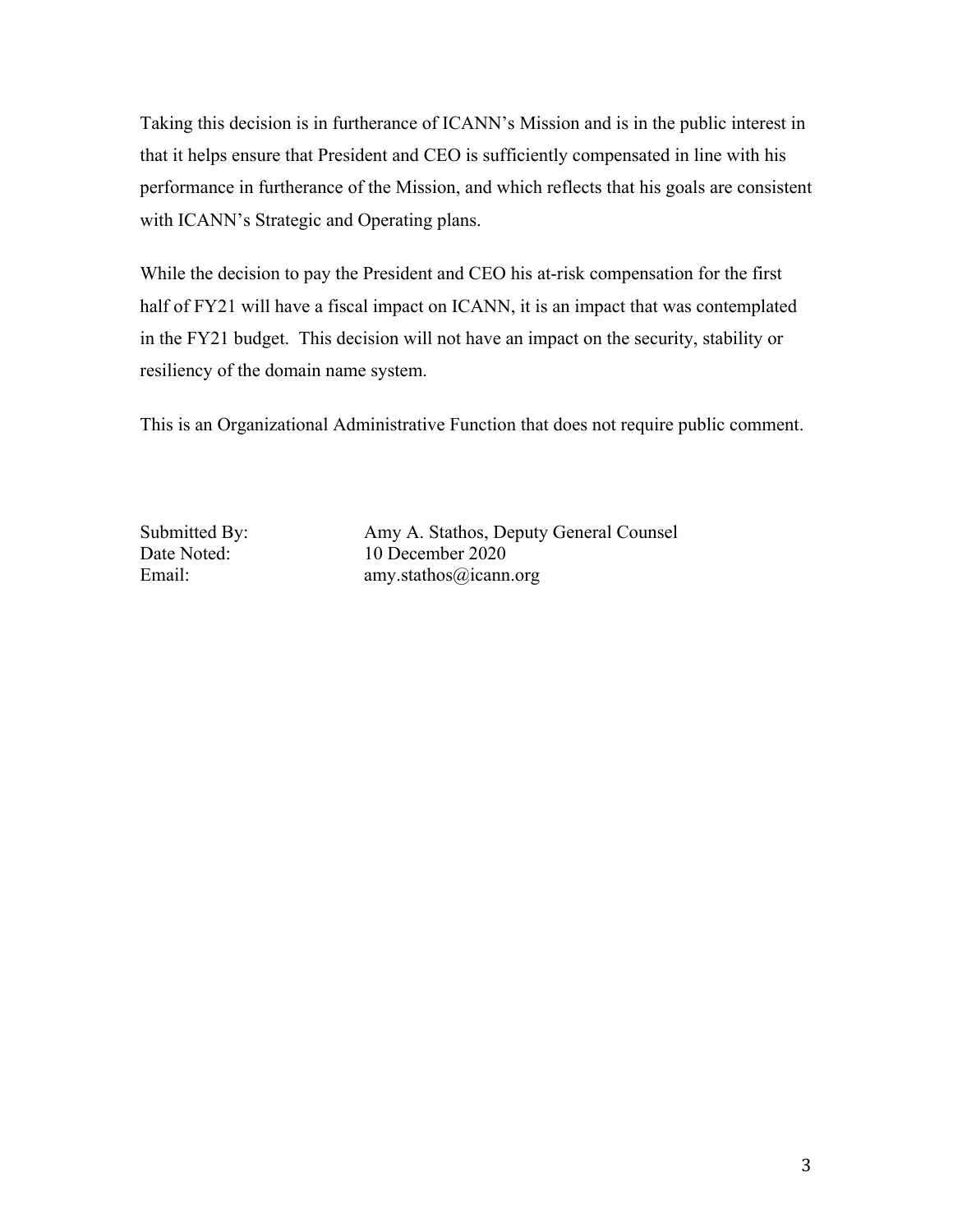Taking this decision is in furtherance of ICANN's Mission and is in the public interest in that it helps ensure that President and CEO is sufficiently compensated in line with his performance in furtherance of the Mission, and which reflects that his goals are consistent with ICANN's Strategic and Operating plans.

While the decision to pay the President and CEO his at-risk compensation for the first half of FY21 will have a fiscal impact on ICANN, it is an impact that was contemplated in the FY21 budget. This decision will not have an impact on the security, stability or resiliency of the domain name system.

This is an Organizational Administrative Function that does not require public comment.

Submitted By: Amy A. Stathos, Deputy General Counsel
Date Noted: 10 December 2020
Email: amy.stathos@icann.org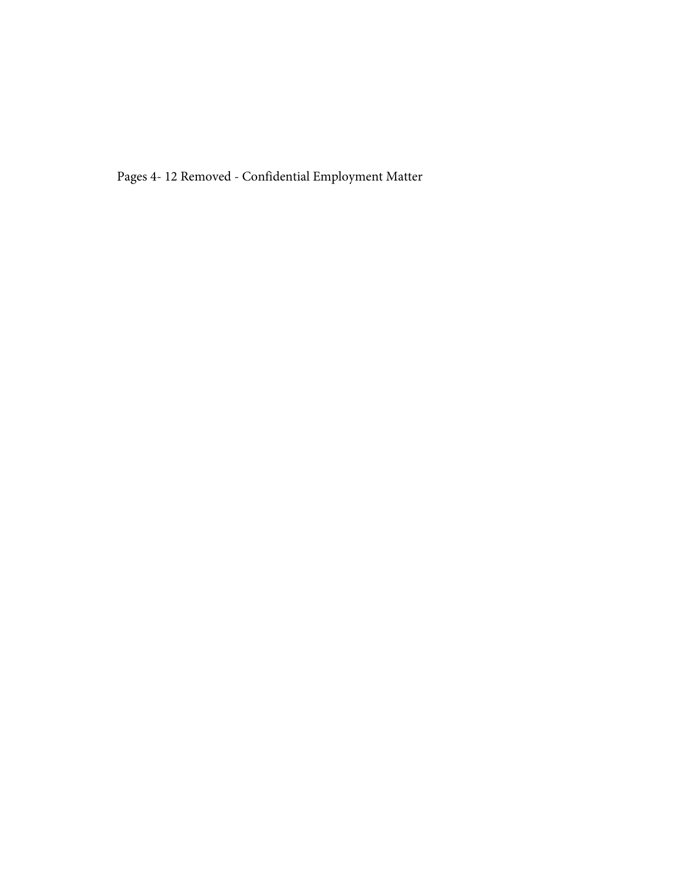Pages 4- 12 Removed - Confidential Employment Matter